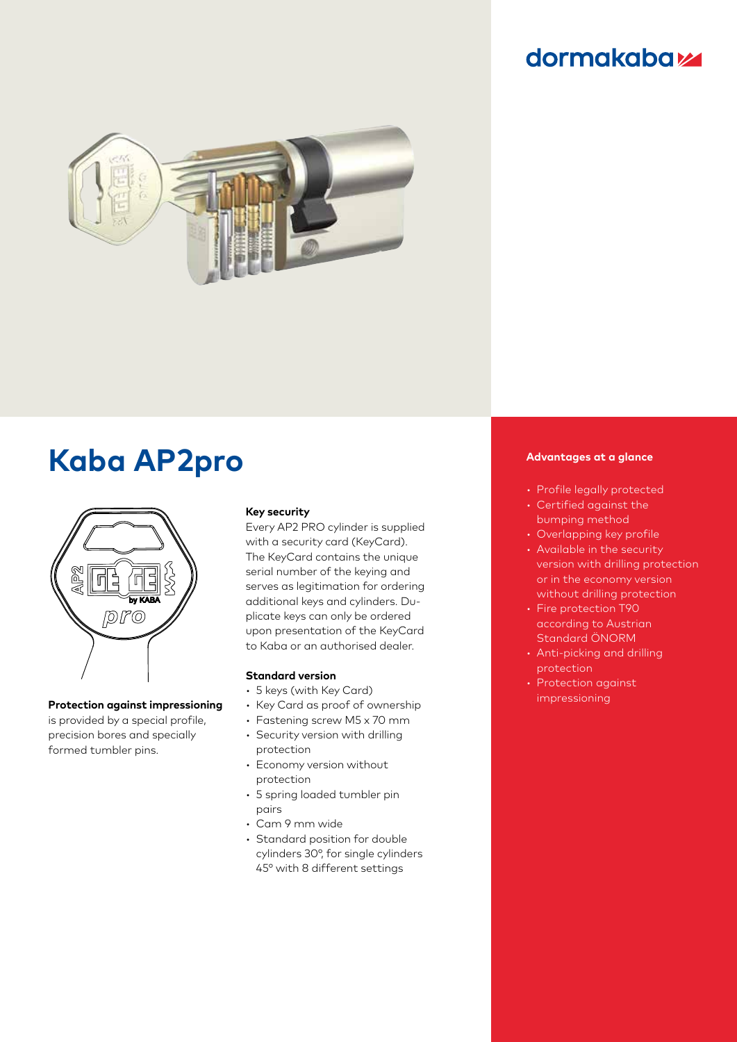# Kaba AP2pro

**Protection against impressioning** is provided by a special profile, precision bores and specially formed tumbler pins.

**Key security**

Every AP2 PRO cylinder is supplied with a security card (KeyCard). The KeyCard contains the unique serial number of the keying and serves as legitimation for ordering additional keys and cylinders. Duplicate keys can only be ordered upon presentation of the KeyCard to Kaba or an authorised dealer.

**Standard version**

- 5 keys (with Key Card)
- Key Card as proof of ownership
- Fastening screw M5 x 70 mm
- Security version with drilling protection
- Economy version without protection
- 5 spring loaded tumbler pin pairs
- Cam 9 mm wide
- Standard position for double cylinders 30°, for single cylinders 45° with 8 different settings

**Advantages at a glance**

- Profile legally protected
- Certified against the bumping method
- Overlapping key profile
- Available in the security version with drilling protection or in the economy version without drilling protection
- Fire protection T90 according to Austrian Standard ÖNORM
- Anti-picking and drilling protection
- Protection against impressioning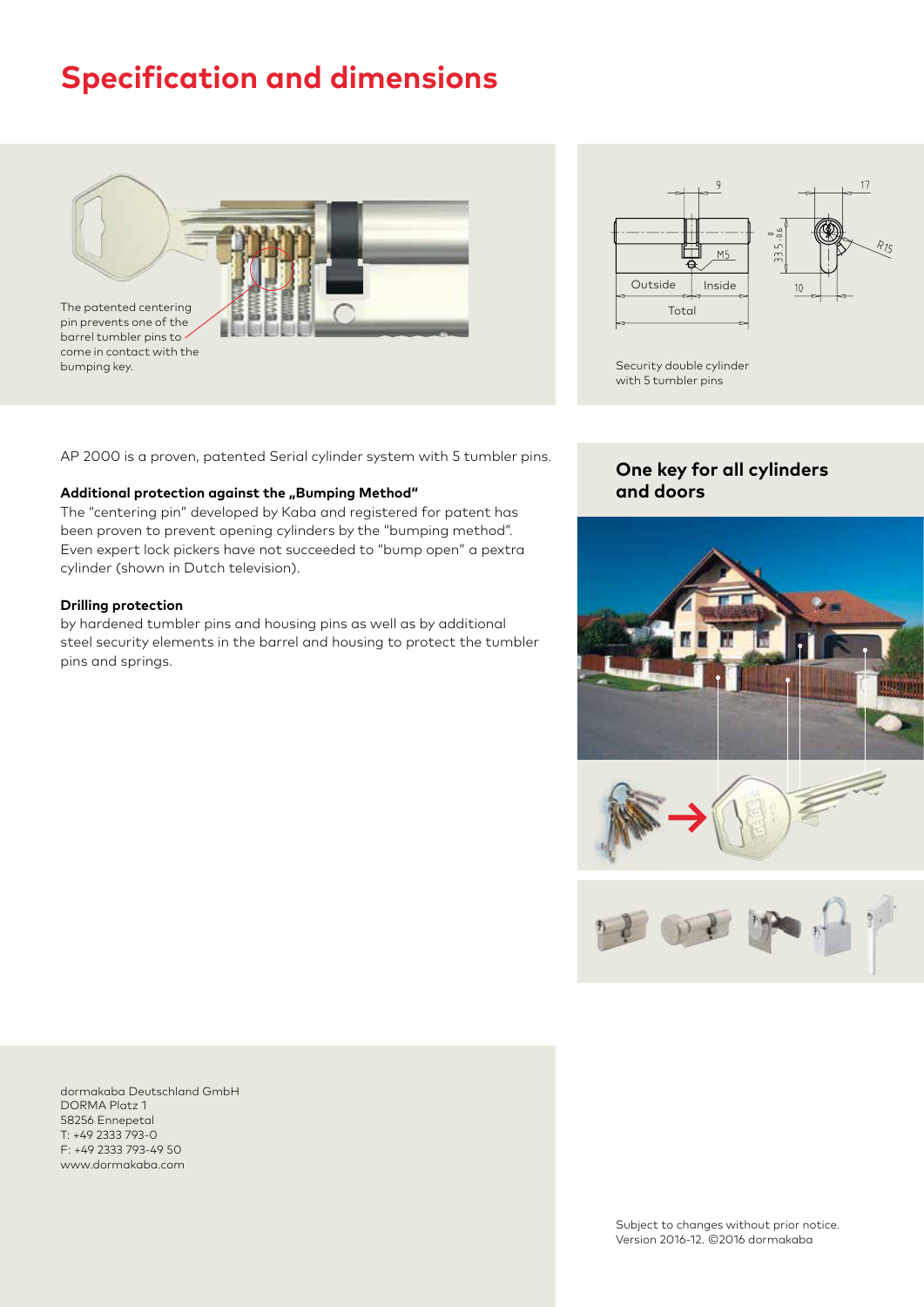# Specification and dimensions

The patented centering pin prevents one of the barrel tumbler pins to come in contact with the bumping key.

9

M5

Outside

Inside

Total

17

33.5 -0.6 / 0

R15

10

Security double cylinder with 5 tumbler pins

AP 2000 is a proven, patented Serial cylinder system with 5 tumbler pins.

**Additional protection against the „Bumping Method"**
The "centering pin" developed by Kaba and registered for patent has been proven to prevent opening cylinders by the "bumping method". Even expert lock pickers have not succeeded to "bump open" a pextra cylinder (shown in Dutch television).

**Drilling protection**
by hardened tumbler pins and housing pins as well as by additional steel security elements in the barrel and housing to protect the tumbler pins and springs.

## One key for all cylinders and doors

dormakaba Deutschland GmbH
DORMA Platz 1
58256 Ennepetal
T: +49 2333 793-0
F: +49 2333 793-49 50
www.dormakaba.com

Subject to changes without prior notice.
Version 2016-12. ©2016 dormakaba